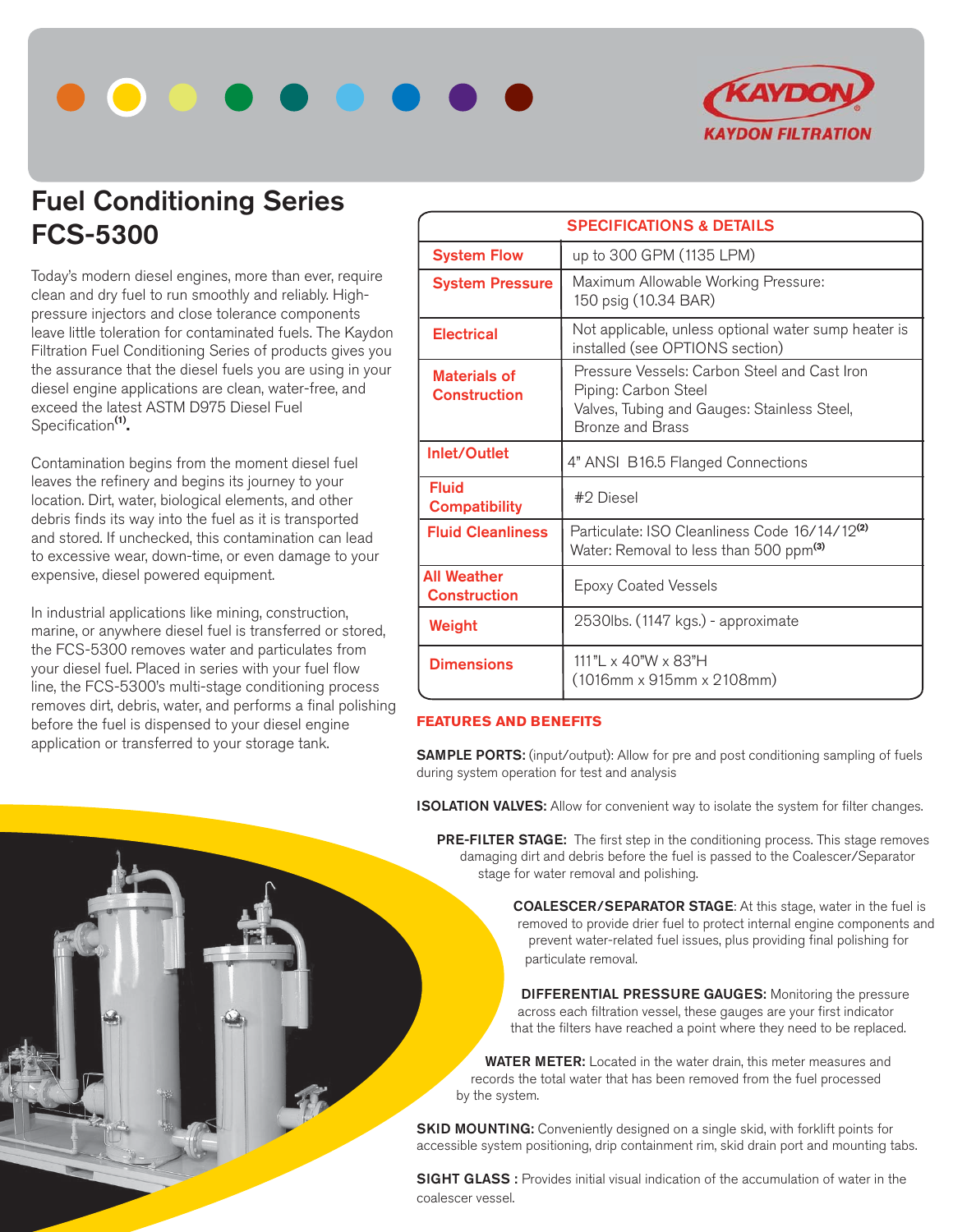KAYDON FILTRATION

# Fuel Conditioning Series FCS-5300

Today's modern diesel engines, more than ever, require clean and dry fuel to run smoothly and reliably. High-pressure injectors and close tolerance components leave little toleration for contaminated fuels. The Kaydon Filtration Fuel Conditioning Series of products gives you the assurance that the diesel fuels you are using in your diesel engine applications are clean, water-free, and exceed the latest ASTM D975 Diesel Fuel Specification[1].

Contamination begins from the moment diesel fuel leaves the refinery and begins its journey to your location. Dirt, water, biological elements, and other debris finds its way into the fuel as it is transported and stored. If unchecked, this contamination can lead to excessive wear, down-time, or even damage to your expensive, diesel powered equipment.

In industrial applications like mining, construction, marine, or anywhere diesel fuel is transferred or stored, the FCS-5300 removes water and particulates from your diesel fuel. Placed in series with your fuel flow line, the FCS-5300's multi-stage conditioning process removes dirt, debris, water, and performs a final polishing before the fuel is dispensed to your diesel engine application or transferred to your storage tank.

| SPECIFICATIONS & DETAILS | |
|---|---|
| System Flow | up to 300 GPM (1135 LPM) |
| System Pressure | Maximum Allowable Working Pressure: 150 psig (10.34 BAR) |
| Electrical | Not applicable, unless optional water sump heater is installed (see OPTIONS section) |
| Materials of Construction | Pressure Vessels: Carbon Steel and Cast Iron<br>Piping: Carbon Steel<br>Valves, Tubing and Gauges: Stainless Steel, Bronze and Brass |
| Inlet/Outlet | 4" ANSI B16.5 Flanged Connections |
| Fluid Compatibility | #2 Diesel |
| Fluid Cleanliness | Particulate: ISO Cleanliness Code 16/14/12[2]<br>Water: Removal to less than 500 ppm[3] |
| All Weather Construction | Epoxy Coated Vessels |
| Weight | 2530lbs. (1147 kgs.) - approximate |
| Dimensions | 111"L x 40"W x 83"H (1016mm x 915mm x 2108mm) |

## FEATURES AND BENEFITS

**SAMPLE PORTS:** (input/output): Allow for pre and post conditioning sampling of fuels during system operation for test and analysis

**ISOLATION VALVES:** Allow for convenient way to isolate the system for filter changes.

**PRE-FILTER STAGE:** The first step in the conditioning process. This stage removes damaging dirt and debris before the fuel is passed to the Coalescer/Separator stage for water removal and polishing.

**COALESCER/SEPARATOR STAGE**: At this stage, water in the fuel is removed to provide drier fuel to protect internal engine components and prevent water-related fuel issues, plus providing final polishing for particulate removal.

**DIFFERENTIAL PRESSURE GAUGES:** Monitoring the pressure across each filtration vessel, these gauges are your first indicator that the filters have reached a point where they need to be replaced.

**WATER METER:** Located in the water drain, this meter measures and records the total water that has been removed from the fuel processed by the system.

**SKID MOUNTING:** Conveniently designed on a single skid, with forklift points for accessible system positioning, drip containment rim, skid drain port and mounting tabs.

**SIGHT GLASS :** Provides initial visual indication of the accumulation of water in the coalescer vessel.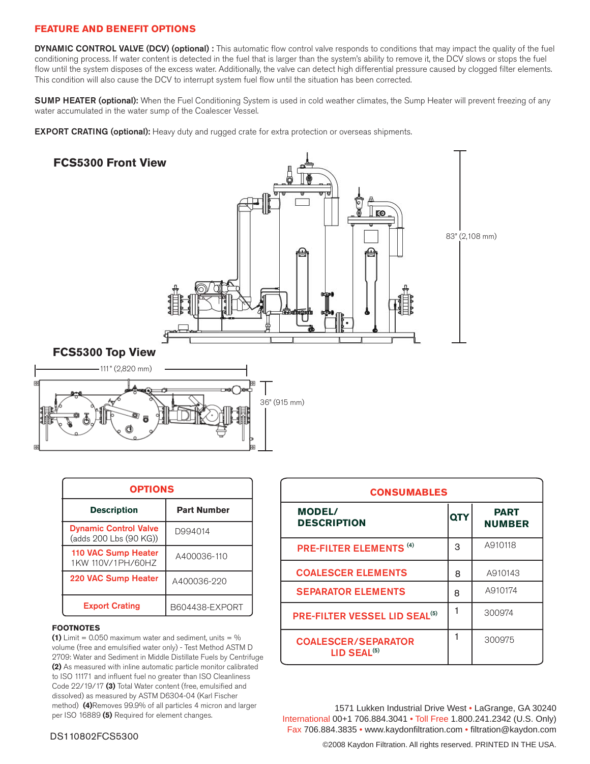## FEATURE AND BENEFIT OPTIONS

**DYNAMIC CONTROL VALVE (DCV) (optional) :** This automatic flow control valve responds to conditions that may impact the quality of the fuel conditioning process. If water content is detected in the fuel that is larger than the system's ability to remove it, the DCV slows or stops the fuel flow until the system disposes of the excess water. Additionally, the valve can detect high differential pressure caused by clogged filter elements. This condition will also cause the DCV to interrupt system fuel flow until the situation has been corrected.

**SUMP HEATER (optional):** When the Fuel Conditioning System is used in cold weather climates, the Sump Heater will prevent freezing of any water accumulated in the water sump of the Coalescer Vessel.

**EXPORT CRATING (optional):** Heavy duty and rugged crate for extra protection or overseas shipments.

### FCS5300 Front View

83" (2,108 mm)

### FCS5300 Top View

111" (2,820 mm)

36" (915 mm)

| OPTIONS | |
|---|---|
| **Description** | **Part Number** |
| Dynamic Control Valve (adds 200 Lbs (90 KG)) | D994014 |
| 110 VAC Sump Heater 1KW 110V/1PH/60HZ | A400036-110 |
| 220 VAC Sump Heater | A400036-220 |
| Export Crating | B604438-EXPORT |

| CONSUMABLES | | |
|---|---|---|
| **MODEL/ DESCRIPTION** | **QTY** | **PART NUMBER** |
| PRE-FILTER ELEMENTS [4] | 3 | A910118 |
| COALESCER ELEMENTS | 8 | A910143 |
| SEPARATOR ELEMENTS | 8 | A910174 |
| PRE-FILTER VESSEL LID SEAL[5] | 1 | 300974 |
| COALESCER/SEPARATOR LID SEAL[5] | 1 | 300975 |

**FOOTNOTES**

**(1)** Limit = 0.050 maximum water and sediment, units = % volume (free and emulsified water only) - Test Method ASTM D 2709: Water and Sediment in Middle Distillate Fuels by Centrifuge **(2)** As measured with inline automatic particle monitor calibrated to ISO 11171 and influent fuel no greater than ISO Cleanliness Code 22/19/17 **(3)** Total Water content (free, emulsified and dissolved) as measured by ASTM D6304-04 (Karl Fischer method) **(4)**Removes 99.9% of all particles 4 micron and larger per ISO 16889 **(5)** Required for element changes.

DS110802FCS5300

1571 Lukken Industrial Drive West • LaGrange, GA 30240
International 00+1 706.884.3041 • Toll Free 1.800.241.2342 (U.S. Only)
Fax 706.884.3835 • www.kaydonfiltration.com • filtration@kaydon.com

©2008 Kaydon Filtration. All rights reserved. PRINTED IN THE USA.